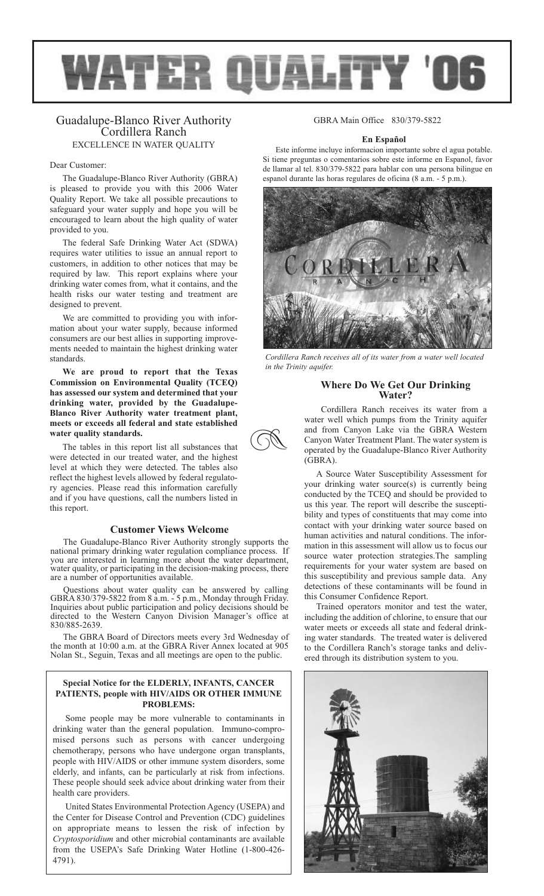# WATER QUALITY '06

## Guadalupe-Blanco River Authority Cordillera Ranch

EXCELLENCE IN WATER QUALITY

Dear Customer:

The Guadalupe-Blanco River Authority (GBRA) is pleased to provide you with this 2006 Water Quality Report. We take all possible precautions to safeguard your water supply and hope you will be encouraged to learn about the high quality of water provided to you.

The federal Safe Drinking Water Act (SDWA) requires water utilities to issue an annual report to customers, in addition to other notices that may be required by law. This report explains where your drinking water comes from, what it contains, and the health risks our water testing and treatment are designed to prevent.

We are committed to providing you with information about your water supply, because informed consumers are our best allies in supporting improvements needed to maintain the highest drinking water standards.

**We are proud to report that the Texas Commission on Environmental Quality (TCEQ) has assessed our system and determined that your drinking water, provided by the Guadalupe-Blanco River Authority water treatment plant, meets or exceeds all federal and state established water quality standards.**

The tables in this report list all substances that were detected in our treated water, and the highest level at which they were detected. The tables also reflect the highest levels allowed by federal regulatory agencies. Please read this information carefully and if you have questions, call the numbers listed in this report.

### Customer Views Welcome

The Guadalupe-Blanco River Authority strongly supports the national primary drinking water regulation compliance process. If you are interested in learning more about the water department, water quality, or participating in the decision-making process, there are a number of opportunities available.

Questions about water quality can be answered by calling GBRA 830/379-5822 from 8 a.m. - 5 p.m., Monday through Friday. Inquiries about public participation and policy decisions should be directed to the Western Canyon Division Manager's office at 830/885-2639.

The GBRA Board of Directors meets every 3rd Wednesday of the month at 10:00 a.m. at the GBRA River Annex located at 905 Nolan St., Seguin, Texas and all meetings are open to the public.

**Special Notice for the ELDERLY, INFANTS, CANCER PATIENTS, people with HIV/AIDS OR OTHER IMMUNE PROBLEMS:**

Some people may be more vulnerable to contaminants in drinking water than the general population. Immuno-compromised persons such as persons with cancer undergoing chemotherapy, persons who have undergone organ transplants, people with HIV/AIDS or other immune system disorders, some elderly, and infants, can be particularly at risk from infections. These people should seek advice about drinking water from their health care providers.

United States Environmental Protection Agency (USEPA) and the Center for Disease Control and Prevention (CDC) guidelines on appropriate means to lessen the risk of infection by *Cryptosporidium* and other microbial contaminants are available from the USEPA's Safe Drinking Water Hotline (1-800-426-4791).

GBRA Main Office 830/379-5822

**En Español**

Este informe incluye informacion importante sobre el agua potable. Si tiene preguntas o comentarios sobre este informe en Espanol, favor de llamar al tel. 830/379-5822 para hablar con una persona bilingue en espanol durante las horas regulares de oficina (8 a.m. - 5 p.m.).

*Cordillera Ranch receives all of its water from a water well located in the Trinity aquifer.*

### Where Do We Get Our Drinking Water?

Cordillera Ranch receives its water from a water well which pumps from the Trinity aquifer and from Canyon Lake via the GBRA Western Canyon Water Treatment Plant. The water system is operated by the Guadalupe-Blanco River Authority (GBRA).

A Source Water Susceptibility Assessment for your drinking water source(s) is currently being conducted by the TCEQ and should be provided to us this year. The report will describe the susceptibility and types of constituents that may come into contact with your drinking water source based on human activities and natural conditions. The information in this assessment will allow us to focus our source water protection strategies.The sampling requirements for your water system are based on this susceptibility and previous sample data. Any detections of these contaminants will be found in this Consumer Confidence Report.

Trained operators monitor and test the water, including the addition of chlorine, to ensure that our water meets or exceeds all state and federal drinking water standards. The treated water is delivered to the Cordillera Ranch's storage tanks and delivered through its distribution system to you.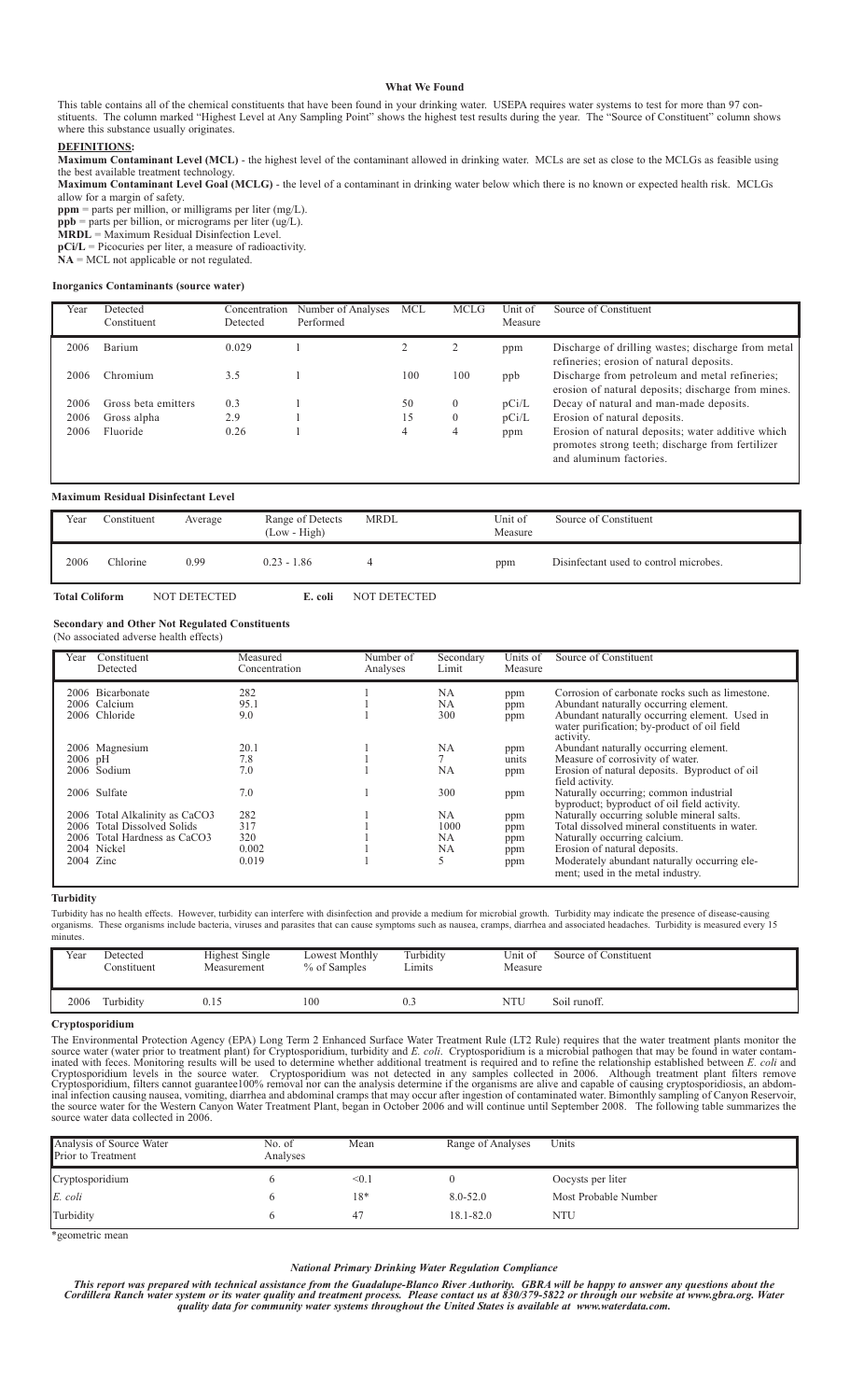## What We Found

This table contains all of the chemical constituents that have been found in your drinking water. USEPA requires water systems to test for more than 97 constituents. The column marked "Highest Level at Any Sampling Point" shows the highest test results during the year. The "Source of Constituent" column shows where this substance usually originates.

**DEFINITIONS:**

**Maximum Contaminant Level (MCL)** - the highest level of the contaminant allowed in drinking water. MCLs are set as close to the MCLGs as feasible using the best available treatment technology.

**Maximum Contaminant Level Goal (MCLG)** - the level of a contaminant in drinking water below which there is no known or expected health risk. MCLGs allow for a margin of safety.

**ppm** = parts per million, or milligrams per liter (mg/L).

**ppb** = parts per billion, or micrograms per liter (ug/L).

**MRDL** = Maximum Residual Disinfection Level.

**pCi/L** = Picocuries per liter, a measure of radioactivity.

**NA** = MCL not applicable or not regulated.

### Inorganics Contaminants (source water)

| Year | Detected Constituent | Concentration Detected | Number of Analyses Performed | MCL | MCLG | Unit of Measure | Source of Constituent |
|---|---|---|---|---|---|---|---|
| 2006 | Barium | 0.029 | 1 | 2 | 2 | ppm | Discharge of drilling wastes; discharge from metal refineries; erosion of natural deposits. |
| 2006 | Chromium | 3.5 | 1 | 100 | 100 | ppb | Discharge from petroleum and metal refineries; erosion of natural deposits; discharge from mines. |
| 2006 | Gross beta emitters | 0.3 | 1 | 50 | 0 | pCi/L | Decay of natural and man-made deposits. |
| 2006 | Gross alpha | 2.9 | 1 | 15 | 0 | pCi/L | Erosion of natural deposits. |
| 2006 | Fluoride | 0.26 | 1 | 4 | 4 | ppm | Erosion of natural deposits; water additive which promotes strong teeth; discharge from fertilizer and aluminum factories. |

### Maximum Residual Disinfectant Level

| Year | Constituent | Average | Range of Detects (Low - High) | MRDL | Unit of Measure | Source of Constituent |
|---|---|---|---|---|---|---|
| 2006 | Chlorine | 0.99 | 0.23 - 1.86 | 4 | ppm | Disinfectant used to control microbes. |

**Total Coliform** NOT DETECTED **E. coli** NOT DETECTED

### Secondary and Other Not Regulated Constituents

(No associated adverse health effects)

| Year | Constituent Detected | Measured Concentration | Number of Analyses | Secondary Limit | Units of Measure | Source of Constituent |
|---|---|---|---|---|---|---|
| 2006 | Bicarbonate | 282 | 1 | NA | ppm | Corrosion of carbonate rocks such as limestone. |
| 2006 | Calcium | 95.1 | 1 | NA | ppm | Abundant naturally occurring element. |
| 2006 | Chloride | 9.0 | 1 | 300 | ppm | Abundant naturally occurring element. Used in water purification; by-product of oil field activity. |
| 2006 | Magnesium | 20.1 | 1 | NA | ppm | Abundant naturally occurring element. |
| 2006 | pH | 7.8 | 1 | 7 | units | Measure of corrosivity of water. |
| 2006 | Sodium | 7.0 | 1 | NA | ppm | Erosion of natural deposits. Byproduct of oil field activity. |
| 2006 | Sulfate | 7.0 | 1 | 300 | ppm | Naturally occurring; common industrial byproduct; byproduct of oil field activity. |
| 2006 | Total Alkalinity as CaCO3 | 282 | 1 | NA | ppm | Naturally occurring soluble mineral salts. |
| 2006 | Total Dissolved Solids | 317 | 1 | 1000 | ppm | Total dissolved mineral constituents in water. |
| 2006 | Total Hardness as CaCO3 | 320 | 1 | NA | ppm | Naturally occurring calcium. |
| 2004 | Nickel | 0.002 | 1 | NA | ppm | Erosion of natural deposits. |
| 2004 | Zinc | 0.019 | 1 | 5 | ppm | Moderately abundant naturally occurring element; used in the metal industry. |

### Turbidity

Turbidity has no health effects. However, turbidity can interfere with disinfection and provide a medium for microbial growth. Turbidity may indicate the presence of disease-causing organisms. These organisms include bacteria, viruses and parasites that can cause symptoms such as nausea, cramps, diarrhea and associated headaches. Turbidity is measured every 15 minutes.

| Year | Detected Constituent | Highest Single Measurement | Lowest Monthly % of Samples | Turbidity Limits | Unit of Measure | Source of Constituent |
|---|---|---|---|---|---|---|
| 2006 | Turbidity | 0.15 | 100 | 0.3 | NTU | Soil runoff. |

### Cryptosporidium

The Environmental Protection Agency (EPA) Long Term 2 Enhanced Surface Water Treatment Rule (LT2 Rule) requires that the water treatment plants monitor the source water (water prior to treatment plant) for Cryptosporidium, turbidity and *E. coli*. Cryptosporidium is a microbial pathogen that may be found in water contaminated with feces. Monitoring results will be used to determine whether additional treatment is required and to refine the relationship established between *E. coli* and Cryptosporidium levels in the source water. Cryptosporidium was not detected in any samples collected in 2006. Although treatment plant filters remove Cryptosporidium, filters cannot guarantee100% removal nor can the analysis determine if the organisms are alive and capable of causing cryptosporidiosis, an abdominal infection causing nausea, vomiting, diarrhea and abdominal cramps that may occur after ingestion of contaminated water. Bimonthly sampling of Canyon Reservoir, the source water for the Western Canyon Water Treatment Plant, began in October 2006 and will continue until September 2008. The following table summarizes the source water data collected in 2006.

| Analysis of Source Water Prior to Treatment | No. of Analyses | Mean | Range of Analyses | Units |
|---|---|---|---|---|
| Cryptosporidium | 6 | <0.1 | 0 | Oocysts per liter |
| *E. coli* | 6 | 18* | 8.0-52.0 | Most Probable Number |
| Turbidity | 6 | 47 | 18.1-82.0 | NTU |

*geometric mean

***National Primary Drinking Water Regulation Compliance***

***This report was prepared with technical assistance from the Guadalupe-Blanco River Authority. GBRA will be happy to answer any questions about the Cordillera Ranch water system or its water quality and treatment process. Please contact us at 830/379-5822 or through our website at www.gbra.org. Water quality data for community water systems throughout the United States is available at www.waterdata.com.***